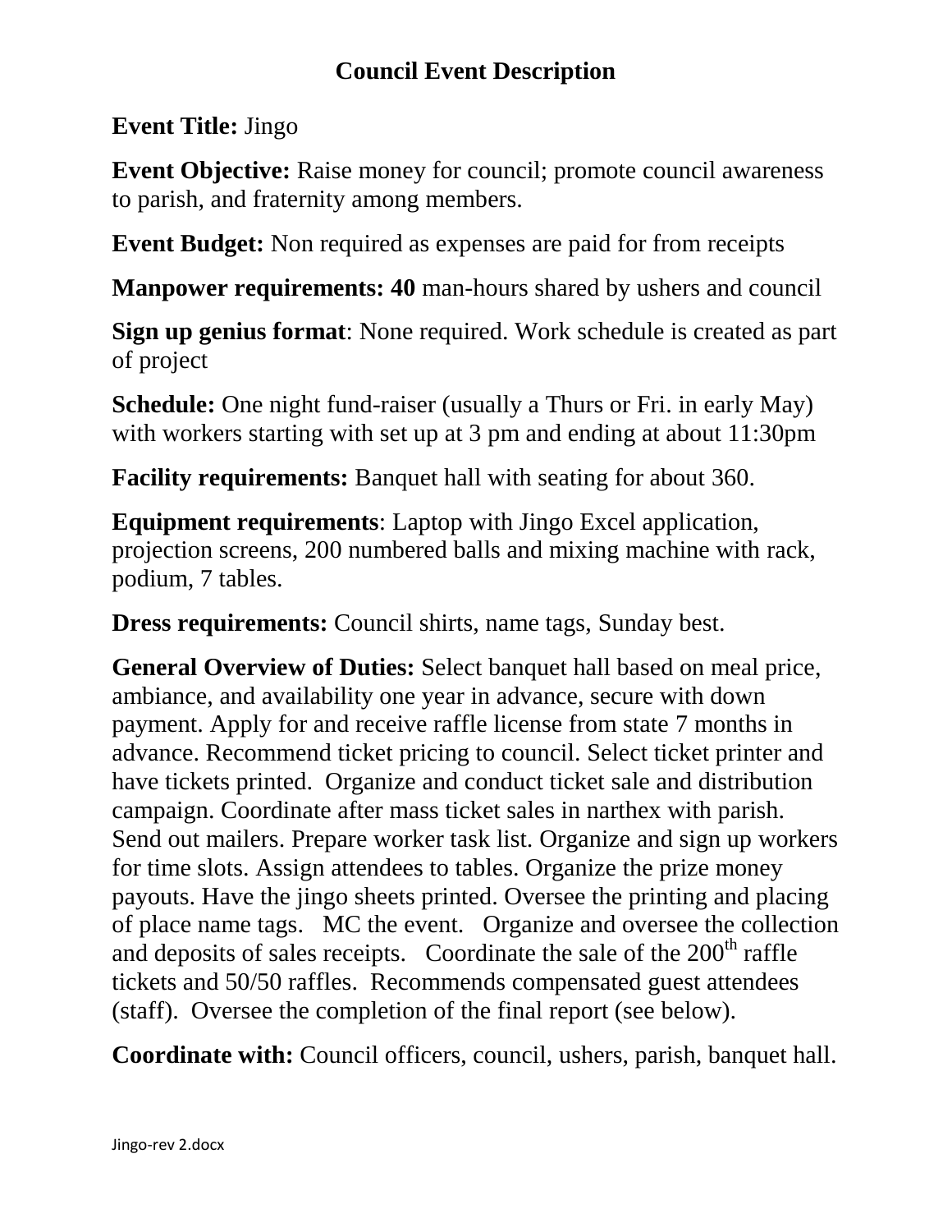# Council Event Description

**Event Title:** Jingo

**Event Objective:** Raise money for council; promote council awareness to parish, and fraternity among members.

**Event Budget:** Non required as expenses are paid for from receipts

**Manpower requirements: 40** man-hours shared by ushers and council

**Sign up genius format**: None required. Work schedule is created as part of project

**Schedule:** One night fund-raiser (usually a Thurs or Fri. in early May) with workers starting with set up at 3 pm and ending at about 11:30pm

**Facility requirements:** Banquet hall with seating for about 360.

**Equipment requirements**: Laptop with Jingo Excel application, projection screens, 200 numbered balls and mixing machine with rack, podium, 7 tables.

**Dress requirements:** Council shirts, name tags, Sunday best.

**General Overview of Duties:** Select banquet hall based on meal price, ambiance, and availability one year in advance, secure with down payment. Apply for and receive raffle license from state 7 months in advance. Recommend ticket pricing to council. Select ticket printer and have tickets printed. Organize and conduct ticket sale and distribution campaign. Coordinate after mass ticket sales in narthex with parish. Send out mailers. Prepare worker task list. Organize and sign up workers for time slots. Assign attendees to tables. Organize the prize money payouts. Have the jingo sheets printed. Oversee the printing and placing of place name tags. MC the event. Organize and oversee the collection and deposits of sales receipts. Coordinate the sale of the 200th raffle tickets and 50/50 raffles. Recommends compensated guest attendees (staff). Oversee the completion of the final report (see below).

**Coordinate with:** Council officers, council, ushers, parish, banquet hall.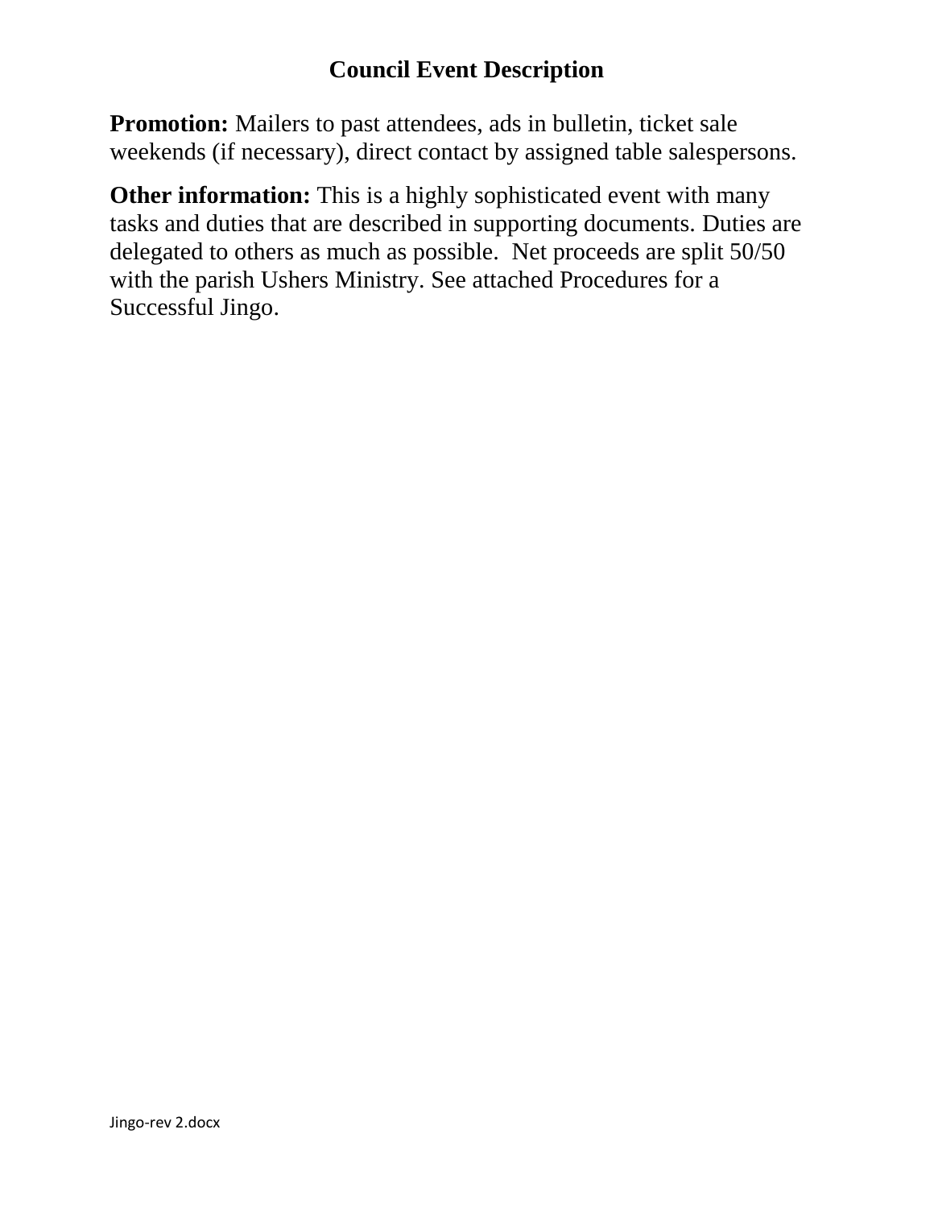# Council Event Description

**Promotion:** Mailers to past attendees, ads in bulletin, ticket sale weekends (if necessary), direct contact by assigned table salespersons.

**Other information:** This is a highly sophisticated event with many tasks and duties that are described in supporting documents. Duties are delegated to others as much as possible.  Net proceeds are split 50/50 with the parish Ushers Ministry. See attached Procedures for a Successful Jingo.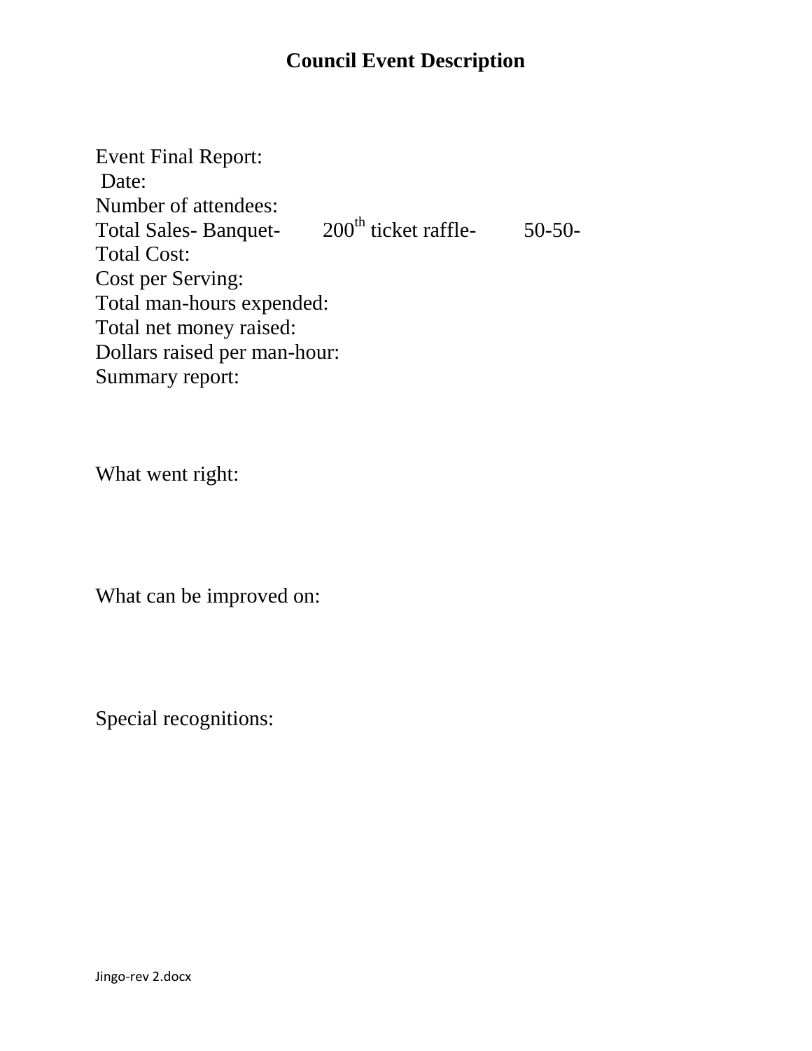# Council Event Description

Event Final Report:
Date:
Number of attendees:
Total Sales- Banquet- 200th ticket raffle- 50-50-
Total Cost:
Cost per Serving:
Total man-hours expended:
Total net money raised:
Dollars raised per man-hour:
Summary report:

What went right:

What can be improved on:

Special recognitions: